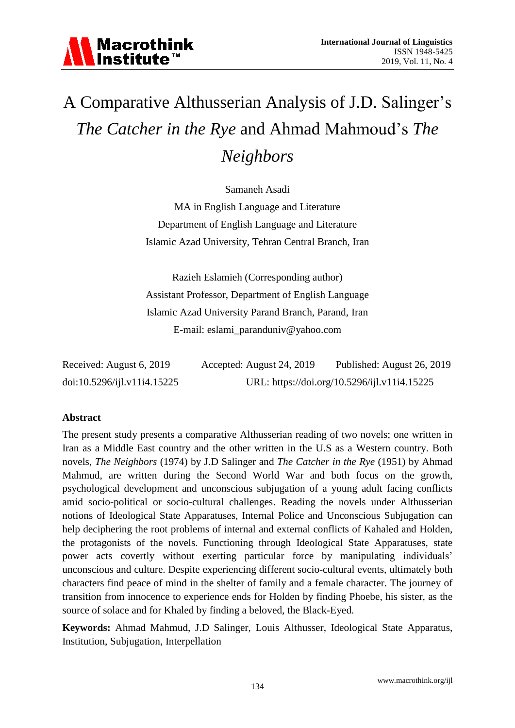# A Comparative Althusserian Analysis of J.D. Salinger's *The Catcher in the Rye* and Ahmad Mahmoud's *The Neighbors*

Samaneh Asadi

MA in English Language and Literature

Department of English Language and Literature

Islamic Azad University, Tehran Central Branch, Iran

Razieh Eslamieh (Corresponding author)

Assistant Professor, Department of English Language

Islamic Azad University Parand Branch, Parand, Iran

E-mail: eslami_paranduniv@yahoo.com

Received: August 6, 2019 Accepted: August 24, 2019 Published: August 26, 2019

doi:10.5296/ijl.v11i4.15225 URL: https://doi.org/10.5296/ijl.v11i4.15225

## Abstract

The present study presents a comparative Althusserian reading of two novels; one written in Iran as a Middle East country and the other written in the U.S as a Western country. Both novels, *The Neighbors* (1974) by J.D Salinger and *The Catcher in the Rye* (1951) by Ahmad Mahmud, are written during the Second World War and both focus on the growth, psychological development and unconscious subjugation of a young adult facing conflicts amid socio-political or socio-cultural challenges. Reading the novels under Althusserian notions of Ideological State Apparatuses, Internal Police and Unconscious Subjugation can help deciphering the root problems of internal and external conflicts of Kahaled and Holden, the protagonists of the novels. Functioning through Ideological State Apparatuses, state power acts covertly without exerting particular force by manipulating individuals' unconscious and culture. Despite experiencing different socio-cultural events, ultimately both characters find peace of mind in the shelter of family and a female character. The journey of transition from innocence to experience ends for Holden by finding Phoebe, his sister, as the source of solace and for Khaled by finding a beloved, the Black-Eyed.

**Keywords:** Ahmad Mahmud, J.D Salinger, Louis Althusser, Ideological State Apparatus, Institution, Subjugation, Interpellation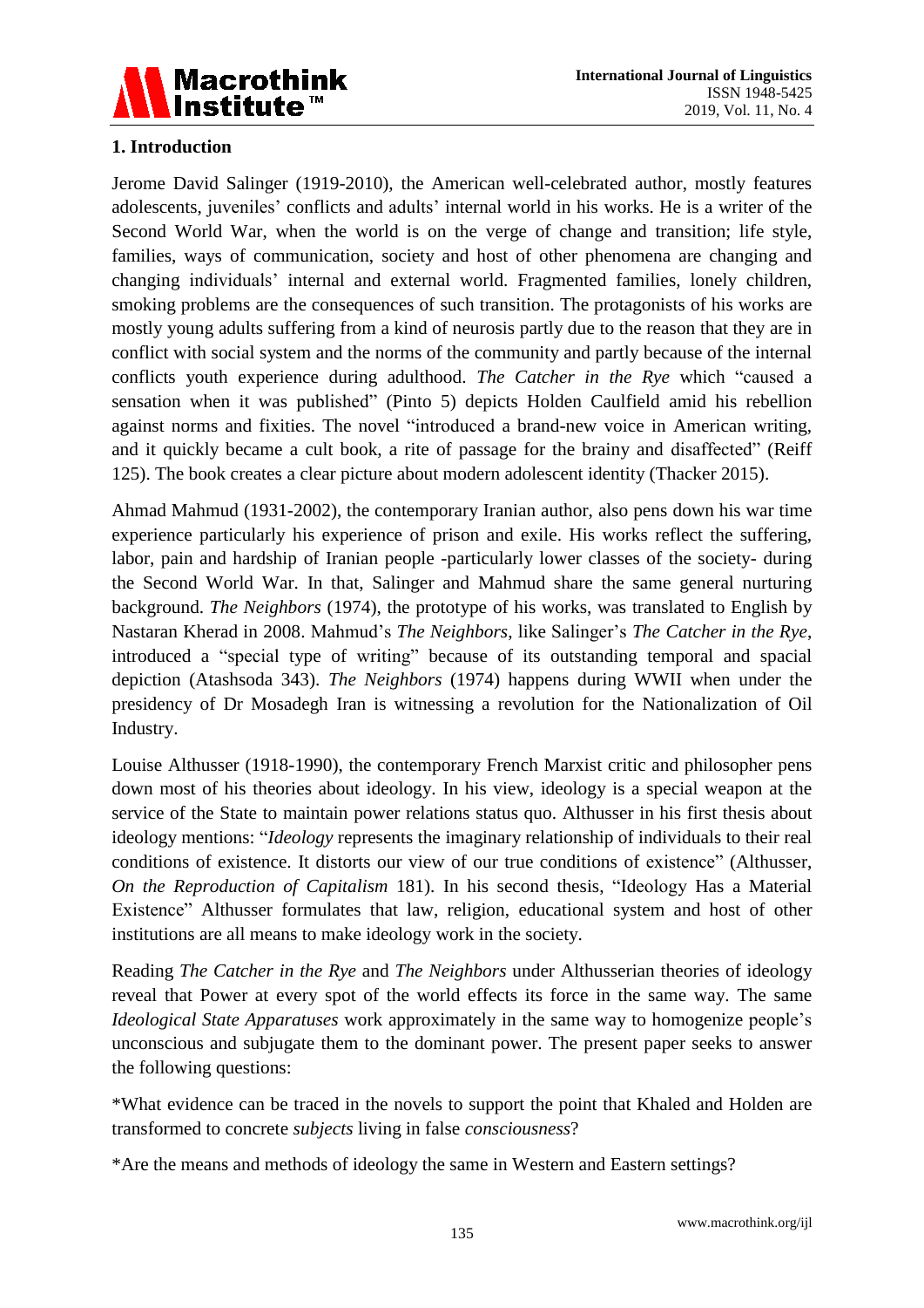## 1. Introduction

Jerome David Salinger (1919-2010), the American well-celebrated author, mostly features adolescents, juveniles' conflicts and adults' internal world in his works. He is a writer of the Second World War, when the world is on the verge of change and transition; life style, families, ways of communication, society and host of other phenomena are changing and changing individuals' internal and external world. Fragmented families, lonely children, smoking problems are the consequences of such transition. The protagonists of his works are mostly young adults suffering from a kind of neurosis partly due to the reason that they are in conflict with social system and the norms of the community and partly because of the internal conflicts youth experience during adulthood. *The Catcher in the Rye* which "caused a sensation when it was published" (Pinto 5) depicts Holden Caulfield amid his rebellion against norms and fixities. The novel "introduced a brand-new voice in American writing, and it quickly became a cult book, a rite of passage for the brainy and disaffected" (Reiff 125). The book creates a clear picture about modern adolescent identity (Thacker 2015).

Ahmad Mahmud (1931-2002), the contemporary Iranian author, also pens down his war time experience particularly his experience of prison and exile. His works reflect the suffering, labor, pain and hardship of Iranian people -particularly lower classes of the society- during the Second World War. In that, Salinger and Mahmud share the same general nurturing background. *The Neighbors* (1974), the prototype of his works, was translated to English by Nastaran Kherad in 2008. Mahmud's *The Neighbors*, like Salinger's *The Catcher in the Rye*, introduced a "special type of writing" because of its outstanding temporal and spacial depiction (Atashsoda 343). *The Neighbors* (1974) happens during WWII when under the presidency of Dr Mosadegh Iran is witnessing a revolution for the Nationalization of Oil Industry.

Louise Althusser (1918-1990), the contemporary French Marxist critic and philosopher pens down most of his theories about ideology. In his view, ideology is a special weapon at the service of the State to maintain power relations status quo. Althusser in his first thesis about ideology mentions: "*Ideology* represents the imaginary relationship of individuals to their real conditions of existence. It distorts our view of our true conditions of existence" (Althusser, *On the Reproduction of Capitalism* 181). In his second thesis, "Ideology Has a Material Existence" Althusser formulates that law, religion, educational system and host of other institutions are all means to make ideology work in the society.

Reading *The Catcher in the Rye* and *The Neighbors* under Althusserian theories of ideology reveal that Power at every spot of the world effects its force in the same way. The same *Ideological State Apparatuses* work approximately in the same way to homogenize people's unconscious and subjugate them to the dominant power. The present paper seeks to answer the following questions:

*What evidence can be traced in the novels to support the point that Khaled and Holden are transformed to concrete *subjects* living in false *consciousness*?

*Are the means and methods of ideology the same in Western and Eastern settings?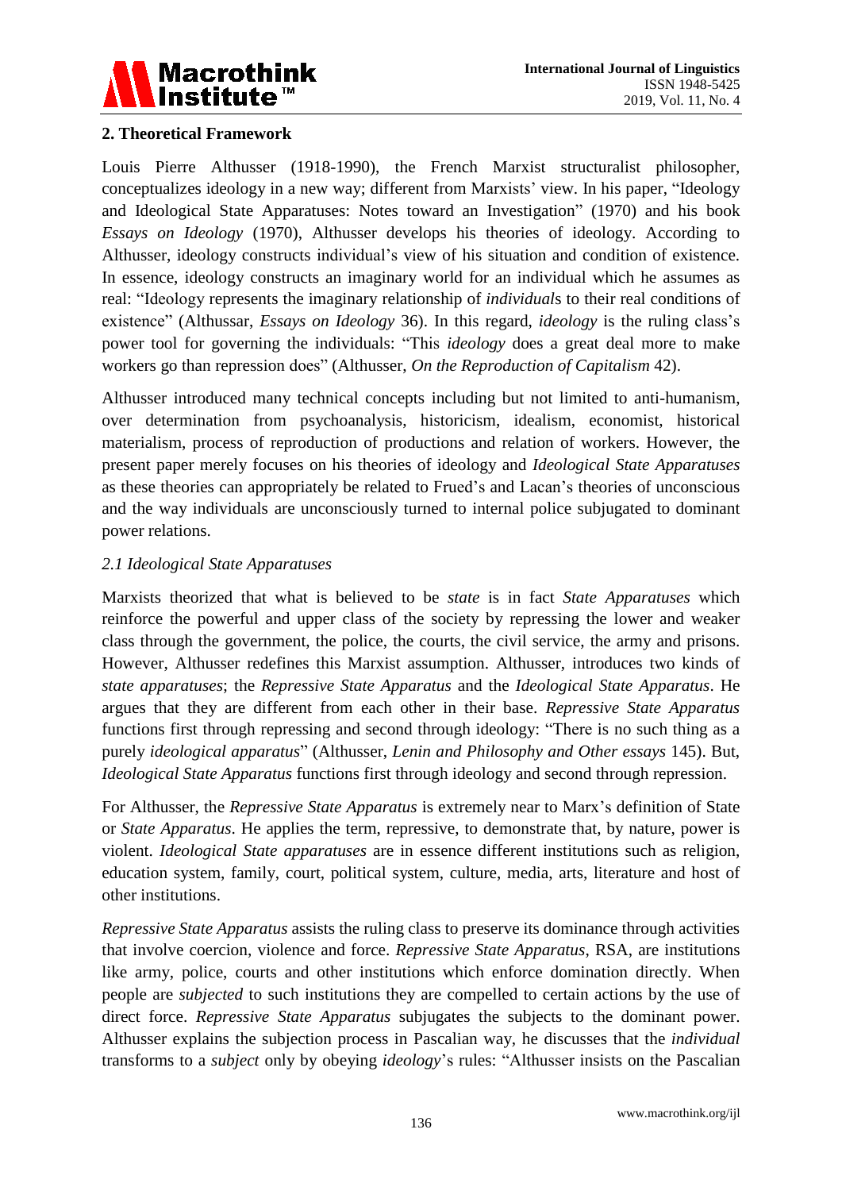## 2. Theoretical Framework

Louis Pierre Althusser (1918-1990), the French Marxist structuralist philosopher, conceptualizes ideology in a new way; different from Marxists' view. In his paper, "Ideology and Ideological State Apparatuses: Notes toward an Investigation" (1970) and his book *Essays on Ideology* (1970), Althusser develops his theories of ideology. According to Althusser, ideology constructs individual's view of his situation and condition of existence. In essence, ideology constructs an imaginary world for an individual which he assumes as real: "Ideology represents the imaginary relationship of *individual*s to their real conditions of existence" (Althussar, *Essays on Ideology* 36). In this regard, *ideology* is the ruling class's power tool for governing the individuals: "This *ideology* does a great deal more to make workers go than repression does" (Althusser, *On the Reproduction of Capitalism* 42).

Althusser introduced many technical concepts including but not limited to anti-humanism, over determination from psychoanalysis, historicism, idealism, economist, historical materialism, process of reproduction of productions and relation of workers. However, the present paper merely focuses on his theories of ideology and *Ideological State Apparatuses* as these theories can appropriately be related to Frued's and Lacan's theories of unconscious and the way individuals are unconsciously turned to internal police subjugated to dominant power relations.

### *2.1 Ideological State Apparatuses*

Marxists theorized that what is believed to be *state* is in fact *State Apparatuses* which reinforce the powerful and upper class of the society by repressing the lower and weaker class through the government, the police, the courts, the civil service, the army and prisons. However, Althusser redefines this Marxist assumption. Althusser, introduces two kinds of *state apparatuses*; the *Repressive State Apparatus* and the *Ideological State Apparatus*. He argues that they are different from each other in their base. *Repressive State Apparatus* functions first through repressing and second through ideology: "There is no such thing as a purely *ideological apparatus*" (Althusser, *Lenin and Philosophy and Other essays* 145). But, *Ideological State Apparatus* functions first through ideology and second through repression.

For Althusser, the *Repressive State Apparatus* is extremely near to Marx's definition of State or *State Apparatus*. He applies the term, repressive, to demonstrate that, by nature, power is violent. *Ideological State apparatuses* are in essence different institutions such as religion, education system, family, court, political system, culture, media, arts, literature and host of other institutions.

*Repressive State Apparatus* assists the ruling class to preserve its dominance through activities that involve coercion, violence and force. *Repressive State Apparatus*, RSA, are institutions like army, police, courts and other institutions which enforce domination directly. When people are *subjected* to such institutions they are compelled to certain actions by the use of direct force. *Repressive State Apparatus* subjugates the subjects to the dominant power. Althusser explains the subjection process in Pascalian way, he discusses that the *individual* transforms to a *subject* only by obeying *ideology*'s rules: "Althusser insists on the Pascalian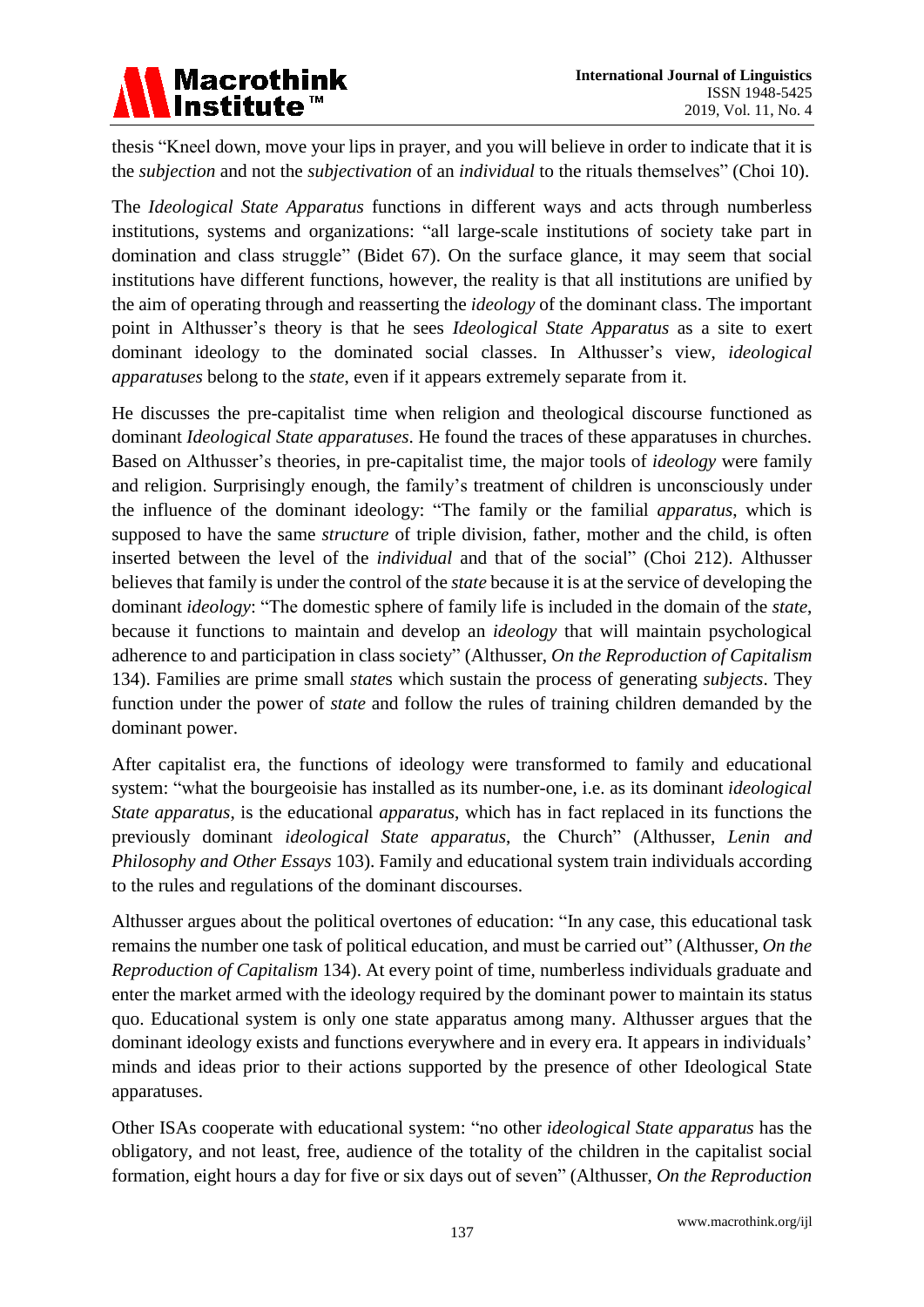thesis "Kneel down, move your lips in prayer, and you will believe in order to indicate that it is the *subjection* and not the *subjectivation* of an *individual* to the rituals themselves" (Choi 10).

The *Ideological State Apparatus* functions in different ways and acts through numberless institutions, systems and organizations: "all large-scale institutions of society take part in domination and class struggle" (Bidet 67). On the surface glance, it may seem that social institutions have different functions, however, the reality is that all institutions are unified by the aim of operating through and reasserting the *ideology* of the dominant class. The important point in Althusser's theory is that he sees *Ideological State Apparatus* as a site to exert dominant ideology to the dominated social classes. In Althusser's view, *ideological apparatuses* belong to the *state*, even if it appears extremely separate from it.

He discusses the pre-capitalist time when religion and theological discourse functioned as dominant *Ideological State apparatuses*. He found the traces of these apparatuses in churches. Based on Althusser's theories, in pre-capitalist time, the major tools of *ideology* were family and religion. Surprisingly enough, the family's treatment of children is unconsciously under the influence of the dominant ideology: "The family or the familial *apparatus*, which is supposed to have the same *structure* of triple division, father, mother and the child, is often inserted between the level of the *individual* and that of the social" (Choi 212). Althusser believes that family is under the control of the *state* because it is at the service of developing the dominant *ideology*: "The domestic sphere of family life is included in the domain of the *state*, because it functions to maintain and develop an *ideology* that will maintain psychological adherence to and participation in class society" (Althusser, *On the Reproduction of Capitalism* 134). Families are prime small *state*s which sustain the process of generating *subjects*. They function under the power of *state* and follow the rules of training children demanded by the dominant power.

After capitalist era, the functions of ideology were transformed to family and educational system: "what the bourgeoisie has installed as its number-one, i.e. as its dominant *ideological State apparatus*, is the educational *apparatus*, which has in fact replaced in its functions the previously dominant *ideological State apparatus*, the Church" (Althusser, *Lenin and Philosophy and Other Essays* 103). Family and educational system train individuals according to the rules and regulations of the dominant discourses.

Althusser argues about the political overtones of education: "In any case, this educational task remains the number one task of political education, and must be carried out" (Althusser, *On the Reproduction of Capitalism* 134). At every point of time, numberless individuals graduate and enter the market armed with the ideology required by the dominant power to maintain its status quo. Educational system is only one state apparatus among many. Althusser argues that the dominant ideology exists and functions everywhere and in every era. It appears in individuals' minds and ideas prior to their actions supported by the presence of other Ideological State apparatuses.

Other ISAs cooperate with educational system: "no other *ideological State apparatus* has the obligatory, and not least, free, audience of the totality of the children in the capitalist social formation, eight hours a day for five or six days out of seven" (Althusser, *On the Reproduction*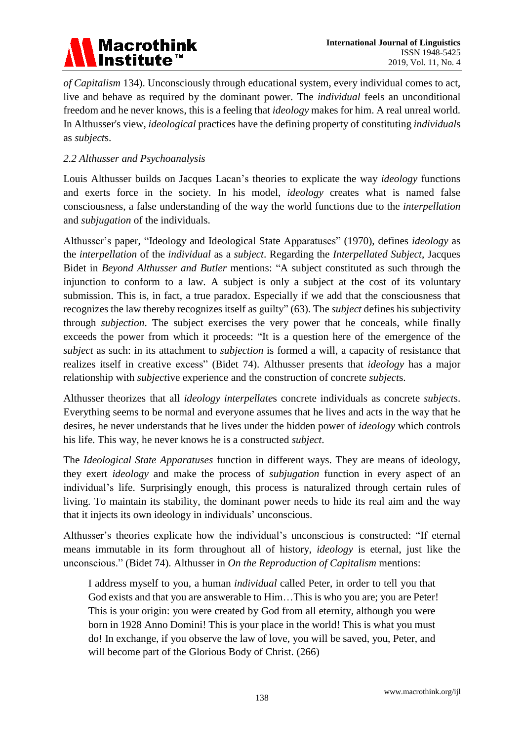*of Capitalism* 134). Unconsciously through educational system, every individual comes to act, live and behave as required by the dominant power. The *individual* feels an unconditional freedom and he never knows, this is a feeling that *ideology* makes for him. A real unreal world. In Althusser's view, *ideological* practices have the defining property of constituting *individual*s as *subject*s.

### *2.2 Althusser and Psychoanalysis*

Louis Althusser builds on Jacques Lacan's theories to explicate the way *ideology* functions and exerts force in the society. In his model, *ideology* creates what is named false consciousness, a false understanding of the way the world functions due to the *interpellation* and *subjugation* of the individuals.

Althusser's paper, "Ideology and Ideological State Apparatuses" (1970), defines *ideology* as the *interpellation* of the *individual* as a *subject*. Regarding the *Interpellated Subject*, Jacques Bidet in *Beyond Althusser and Butler* mentions: "A subject constituted as such through the injunction to conform to a law. A subject is only a subject at the cost of its voluntary submission. This is, in fact, a true paradox. Especially if we add that the consciousness that recognizes the law thereby recognizes itself as guilty" (63). The *subject* defines his subjectivity through *subjection*. The subject exercises the very power that he conceals, while finally exceeds the power from which it proceeds: "It is a question here of the emergence of the *subject* as such: in its attachment to *subjection* is formed a will, a capacity of resistance that realizes itself in creative excess" (Bidet 74). Althusser presents that *ideology* has a major relationship with *subject*ive experience and the construction of concrete *subject*s.

Althusser theorizes that all *ideology interpellate*s concrete individuals as concrete *subject*s. Everything seems to be normal and everyone assumes that he lives and acts in the way that he desires, he never understands that he lives under the hidden power of *ideology* which controls his life. This way, he never knows he is a constructed *subject*.

The *Ideological State Apparatuses* function in different ways. They are means of ideology, they exert *ideology* and make the process of *subjugation* function in every aspect of an individual's life. Surprisingly enough, this process is naturalized through certain rules of living. To maintain its stability, the dominant power needs to hide its real aim and the way that it injects its own ideology in individuals' unconscious.

Althusser's theories explicate how the individual's unconscious is constructed: "If eternal means immutable in its form throughout all of history, *ideology* is eternal, just like the unconscious." (Bidet 74). Althusser in *On the Reproduction of Capitalism* mentions:

> I address myself to you, a human *individual* called Peter, in order to tell you that God exists and that you are answerable to Him…This is who you are; you are Peter! This is your origin: you were created by God from all eternity, although you were born in 1928 Anno Domini! This is your place in the world! This is what you must do! In exchange, if you observe the law of love, you will be saved, you, Peter, and will become part of the Glorious Body of Christ. (266)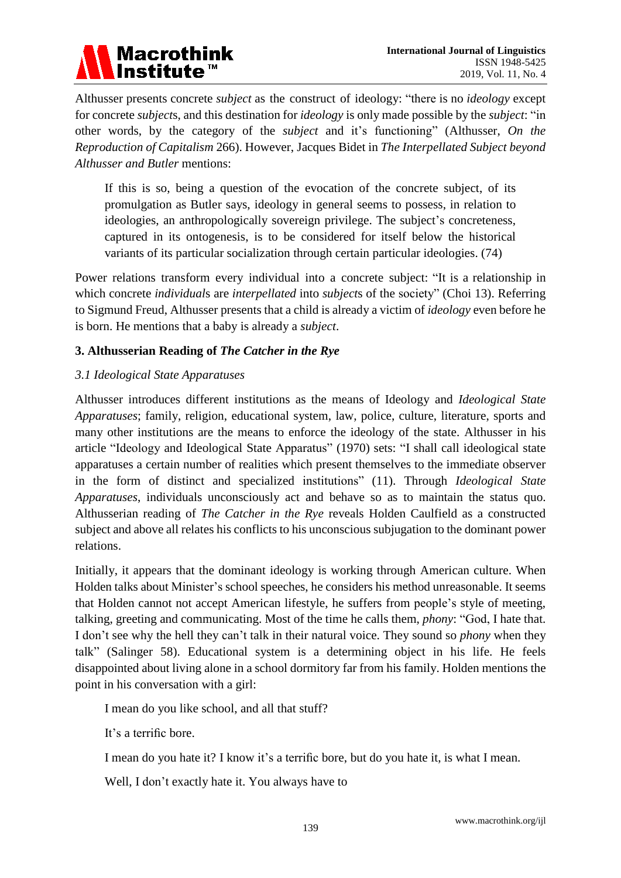Althusser presents concrete *subject* as the construct of ideology: "there is no *ideology* except for concrete *subject*s, and this destination for *ideology* is only made possible by the *subject*: "in other words, by the category of the *subject* and it's functioning" (Althusser, *On the Reproduction of Capitalism* 266). However, Jacques Bidet in *The Interpellated Subject beyond Althusser and Butler* mentions:

> If this is so, being a question of the evocation of the concrete subject, of its promulgation as Butler says, ideology in general seems to possess, in relation to ideologies, an anthropologically sovereign privilege. The subject's concreteness, captured in its ontogenesis, is to be considered for itself below the historical variants of its particular socialization through certain particular ideologies. (74)

Power relations transform every individual into a concrete subject: "It is a relationship in which concrete *individual*s are *interpellated* into *subject*s of the society" (Choi 13). Referring to Sigmund Freud, Althusser presents that a child is already a victim of *ideology* even before he is born. He mentions that a baby is already a *subject*.

## 3. Althusserian Reading of *The Catcher in the Rye*

### *3.1 Ideological State Apparatuses*

Althusser introduces different institutions as the means of Ideology and *Ideological State Apparatuses*; family, religion, educational system, law, police, culture, literature, sports and many other institutions are the means to enforce the ideology of the state. Althusser in his article "Ideology and Ideological State Apparatus" (1970) sets: "I shall call ideological state apparatuses a certain number of realities which present themselves to the immediate observer in the form of distinct and specialized institutions" (11). Through *Ideological State Apparatuses*, individuals unconsciously act and behave so as to maintain the status quo. Althusserian reading of *The Catcher in the Rye* reveals Holden Caulfield as a constructed subject and above all relates his conflicts to his unconscious subjugation to the dominant power relations.

Initially, it appears that the dominant ideology is working through American culture. When Holden talks about Minister's school speeches, he considers his method unreasonable. It seems that Holden cannot not accept American lifestyle, he suffers from people's style of meeting, talking, greeting and communicating. Most of the time he calls them, *phony*: "God, I hate that. I don't see why the hell they can't talk in their natural voice. They sound so *phony* when they talk" (Salinger 58). Educational system is a determining object in his life. He feels disappointed about living alone in a school dormitory far from his family. Holden mentions the point in his conversation with a girl:

> I mean do you like school, and all that stuff?
>
> It's a terrific bore.
>
> I mean do you hate it? I know it's a terrific bore, but do you hate it, is what I mean.
>
> Well, I don't exactly hate it. You always have to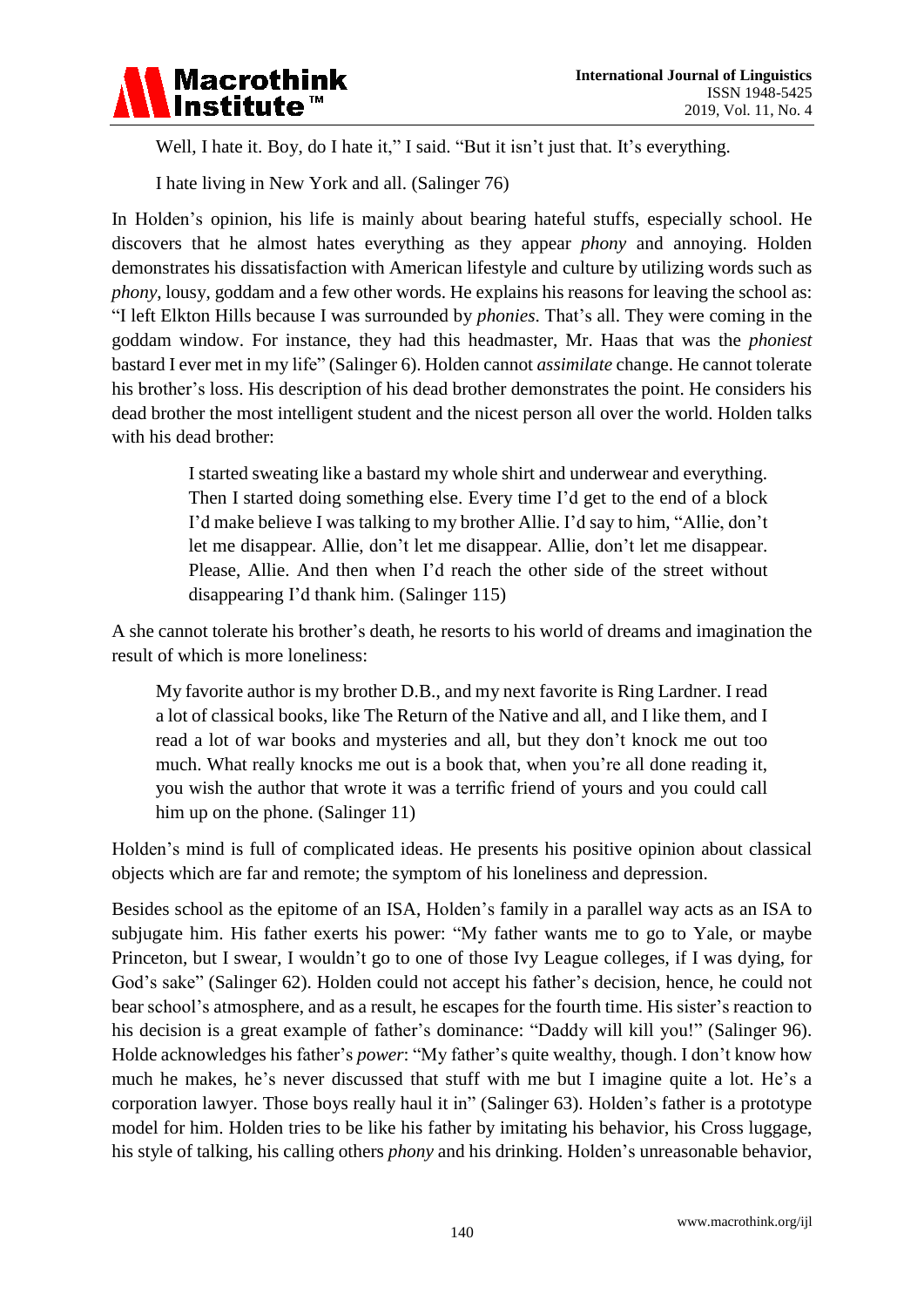Well, I hate it. Boy, do I hate it," I said. "But it isn't just that. It's everything.

I hate living in New York and all. (Salinger 76)

In Holden's opinion, his life is mainly about bearing hateful stuffs, especially school. He discovers that he almost hates everything as they appear *phony* and annoying. Holden demonstrates his dissatisfaction with American lifestyle and culture by utilizing words such as *phony*, lousy, goddam and a few other words. He explains his reasons for leaving the school as: "I left Elkton Hills because I was surrounded by *phonies*. That's all. They were coming in the goddam window. For instance, they had this headmaster, Mr. Haas that was the *phoniest* bastard I ever met in my life" (Salinger 6). Holden cannot *assimilate* change. He cannot tolerate his brother's loss. His description of his dead brother demonstrates the point. He considers his dead brother the most intelligent student and the nicest person all over the world. Holden talks with his dead brother:

> I started sweating like a bastard my whole shirt and underwear and everything. Then I started doing something else. Every time I'd get to the end of a block I'd make believe I was talking to my brother Allie. I'd say to him, "Allie, don't let me disappear. Allie, don't let me disappear. Allie, don't let me disappear. Please, Allie. And then when I'd reach the other side of the street without disappearing I'd thank him. (Salinger 115)

A she cannot tolerate his brother's death, he resorts to his world of dreams and imagination the result of which is more loneliness:

> My favorite author is my brother D.B., and my next favorite is Ring Lardner. I read a lot of classical books, like The Return of the Native and all, and I like them, and I read a lot of war books and mysteries and all, but they don't knock me out too much. What really knocks me out is a book that, when you're all done reading it, you wish the author that wrote it was a terrific friend of yours and you could call him up on the phone. (Salinger 11)

Holden's mind is full of complicated ideas. He presents his positive opinion about classical objects which are far and remote; the symptom of his loneliness and depression.

Besides school as the epitome of an ISA, Holden's family in a parallel way acts as an ISA to subjugate him. His father exerts his power: "My father wants me to go to Yale, or maybe Princeton, but I swear, I wouldn't go to one of those Ivy League colleges, if I was dying, for God's sake" (Salinger 62). Holden could not accept his father's decision, hence, he could not bear school's atmosphere, and as a result, he escapes for the fourth time. His sister's reaction to his decision is a great example of father's dominance: "Daddy will kill you!" (Salinger 96). Holde acknowledges his father's *power*: "My father's quite wealthy, though. I don't know how much he makes, he's never discussed that stuff with me but I imagine quite a lot. He's a corporation lawyer. Those boys really haul it in" (Salinger 63). Holden's father is a prototype model for him. Holden tries to be like his father by imitating his behavior, his Cross luggage, his style of talking, his calling others *phony* and his drinking. Holden's unreasonable behavior,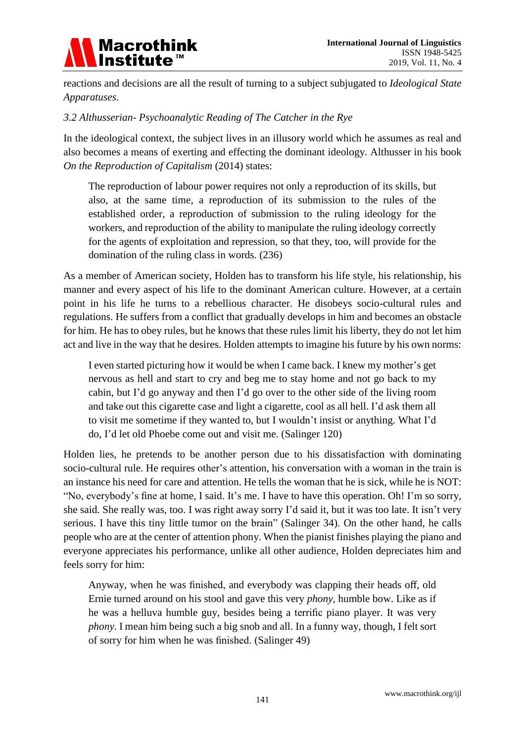reactions and decisions are all the result of turning to a subject subjugated to *Ideological State Apparatuses*.

### *3.2 Althusserian- Psychoanalytic Reading of The Catcher in the Rye*

In the ideological context, the subject lives in an illusory world which he assumes as real and also becomes a means of exerting and effecting the dominant ideology. Althusser in his book *On the Reproduction of Capitalism* (2014) states:

> The reproduction of labour power requires not only a reproduction of its skills, but also, at the same time, a reproduction of its submission to the rules of the established order, a reproduction of submission to the ruling ideology for the workers, and reproduction of the ability to manipulate the ruling ideology correctly for the agents of exploitation and repression, so that they, too, will provide for the domination of the ruling class in words. (236)

As a member of American society, Holden has to transform his life style, his relationship, his manner and every aspect of his life to the dominant American culture. However, at a certain point in his life he turns to a rebellious character. He disobeys socio-cultural rules and regulations. He suffers from a conflict that gradually develops in him and becomes an obstacle for him. He has to obey rules, but he knows that these rules limit his liberty, they do not let him act and live in the way that he desires. Holden attempts to imagine his future by his own norms:

> I even started picturing how it would be when I came back. I knew my mother's get nervous as hell and start to cry and beg me to stay home and not go back to my cabin, but I'd go anyway and then I'd go over to the other side of the living room and take out this cigarette case and light a cigarette, cool as all hell. I'd ask them all to visit me sometime if they wanted to, but I wouldn't insist or anything. What I'd do, I'd let old Phoebe come out and visit me. (Salinger 120)

Holden lies, he pretends to be another person due to his dissatisfaction with dominating socio-cultural rule. He requires other's attention, his conversation with a woman in the train is an instance his need for care and attention. He tells the woman that he is sick, while he is NOT: "No, everybody's fine at home, I said. It's me. I have to have this operation. Oh! I'm so sorry, she said. She really was, too. I was right away sorry I'd said it, but it was too late. It isn't very serious. I have this tiny little tumor on the brain" (Salinger 34). On the other hand, he calls people who are at the center of attention phony. When the pianist finishes playing the piano and everyone appreciates his performance, unlike all other audience, Holden depreciates him and feels sorry for him:

> Anyway, when he was finished, and everybody was clapping their heads off, old Ernie turned around on his stool and gave this very *phony*, humble bow. Like as if he was a helluva humble guy, besides being a terrific piano player. It was very *phony*. I mean him being such a big snob and all. In a funny way, though, I felt sort of sorry for him when he was finished. (Salinger 49)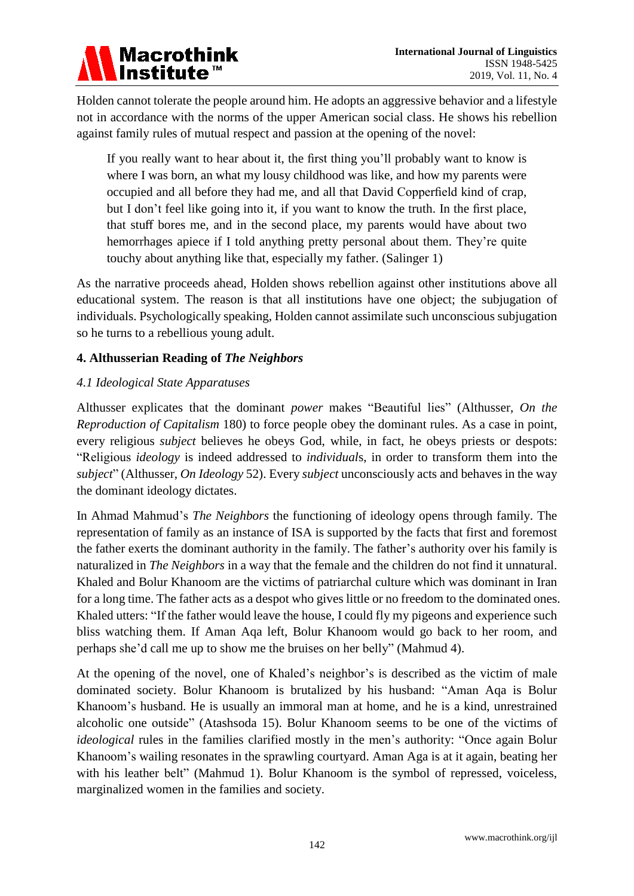Holden cannot tolerate the people around him. He adopts an aggressive behavior and a lifestyle not in accordance with the norms of the upper American social class. He shows his rebellion against family rules of mutual respect and passion at the opening of the novel:

> If you really want to hear about it, the first thing you'll probably want to know is where I was born, an what my lousy childhood was like, and how my parents were occupied and all before they had me, and all that David Copperfield kind of crap, but I don't feel like going into it, if you want to know the truth. In the first place, that stuff bores me, and in the second place, my parents would have about two hemorrhages apiece if I told anything pretty personal about them. They're quite touchy about anything like that, especially my father. (Salinger 1)

As the narrative proceeds ahead, Holden shows rebellion against other institutions above all educational system. The reason is that all institutions have one object; the subjugation of individuals. Psychologically speaking, Holden cannot assimilate such unconscious subjugation so he turns to a rebellious young adult.

## 4. Althusserian Reading of *The Neighbors*

### *4.1 Ideological State Apparatuses*

Althusser explicates that the dominant *power* makes "Beautiful lies" (Althusser, *On the Reproduction of Capitalism* 180) to force people obey the dominant rules. As a case in point, every religious *subject* believes he obeys God, while, in fact, he obeys priests or despots: "Religious *ideology* is indeed addressed to *individual*s, in order to transform them into the *subject*" (Althusser, *On Ideology* 52). Every *subject* unconsciously acts and behaves in the way the dominant ideology dictates.

In Ahmad Mahmud's *The Neighbors* the functioning of ideology opens through family. The representation of family as an instance of ISA is supported by the facts that first and foremost the father exerts the dominant authority in the family. The father's authority over his family is naturalized in *The Neighbors* in a way that the female and the children do not find it unnatural. Khaled and Bolur Khanoom are the victims of patriarchal culture which was dominant in Iran for a long time. The father acts as a despot who gives little or no freedom to the dominated ones. Khaled utters: "If the father would leave the house, I could fly my pigeons and experience such bliss watching them. If Aman Aqa left, Bolur Khanoom would go back to her room, and perhaps she'd call me up to show me the bruises on her belly" (Mahmud 4).

At the opening of the novel, one of Khaled's neighbor's is described as the victim of male dominated society. Bolur Khanoom is brutalized by his husband: "Aman Aqa is Bolur Khanoom's husband. He is usually an immoral man at home, and he is a kind, unrestrained alcoholic one outside" (Atashsoda 15). Bolur Khanoom seems to be one of the victims of *ideological* rules in the families clarified mostly in the men's authority: "Once again Bolur Khanoom's wailing resonates in the sprawling courtyard. Aman Aga is at it again, beating her with his leather belt" (Mahmud 1). Bolur Khanoom is the symbol of repressed, voiceless, marginalized women in the families and society.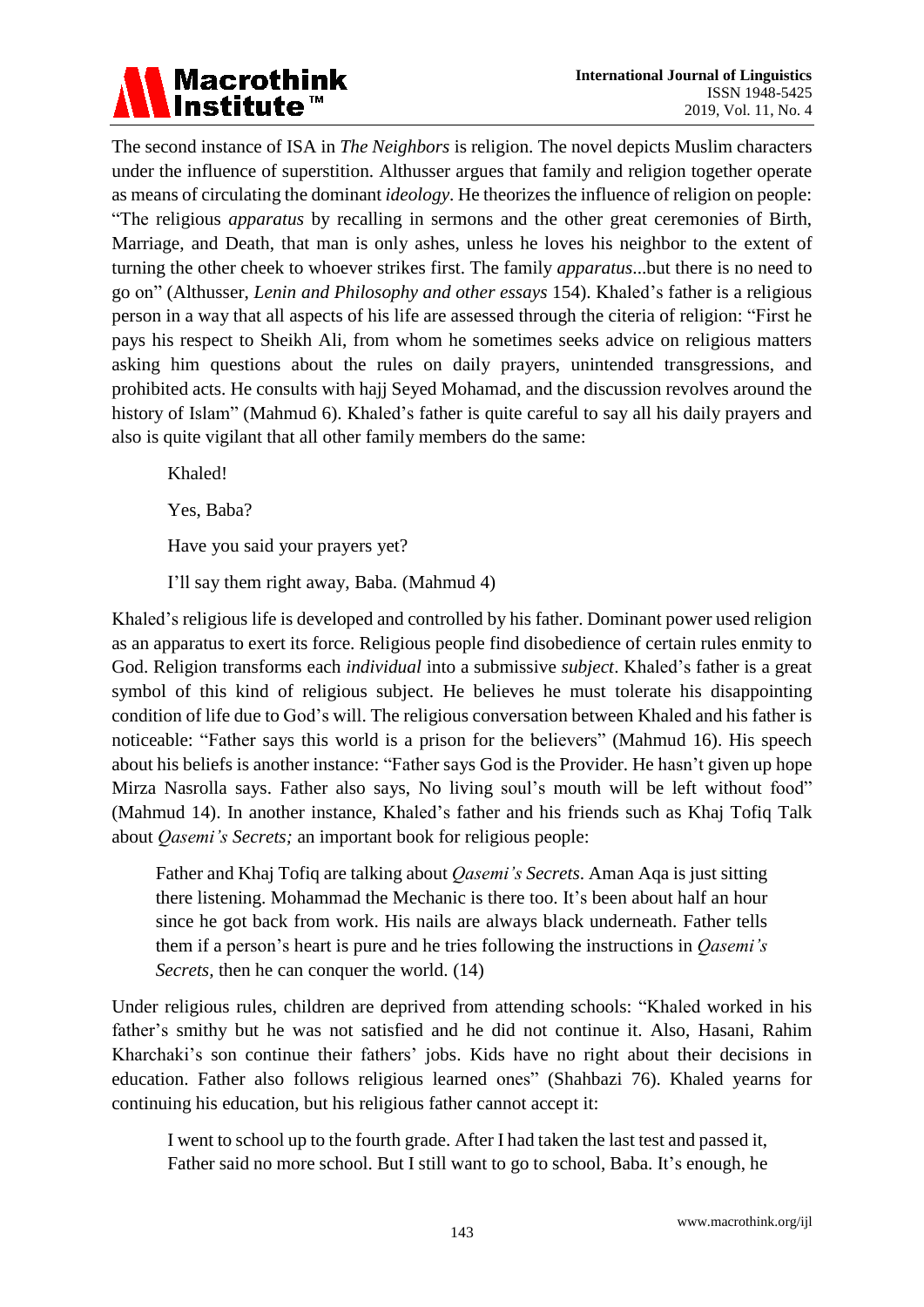The second instance of ISA in *The Neighbors* is religion. The novel depicts Muslim characters under the influence of superstition. Althusser argues that family and religion together operate as means of circulating the dominant *ideology*. He theorizes the influence of religion on people: "The religious *apparatus* by recalling in sermons and the other great ceremonies of Birth, Marriage, and Death, that man is only ashes, unless he loves his neighbor to the extent of turning the other cheek to whoever strikes first. The family *apparatus*...but there is no need to go on" (Althusser, *Lenin and Philosophy and other essays* 154). Khaled's father is a religious person in a way that all aspects of his life are assessed through the citeria of religion: "First he pays his respect to Sheikh Ali, from whom he sometimes seeks advice on religious matters asking him questions about the rules on daily prayers, unintended transgressions, and prohibited acts. He consults with hajj Seyed Mohamad, and the discussion revolves around the history of Islam" (Mahmud 6). Khaled's father is quite careful to say all his daily prayers and also is quite vigilant that all other family members do the same:

> Khaled!
>
> Yes, Baba?
>
> Have you said your prayers yet?
>
> I'll say them right away, Baba. (Mahmud 4)

Khaled's religious life is developed and controlled by his father. Dominant power used religion as an apparatus to exert its force. Religious people find disobedience of certain rules enmity to God. Religion transforms each *individual* into a submissive *subject*. Khaled's father is a great symbol of this kind of religious subject. He believes he must tolerate his disappointing condition of life due to God's will. The religious conversation between Khaled and his father is noticeable: "Father says this world is a prison for the believers" (Mahmud 16). His speech about his beliefs is another instance: "Father says God is the Provider. He hasn't given up hope Mirza Nasrolla says. Father also says, No living soul's mouth will be left without food" (Mahmud 14). In another instance, Khaled's father and his friends such as Khaj Tofiq Talk about *Qasemi's Secrets;* an important book for religious people:

> Father and Khaj Tofiq are talking about *Qasemi's Secrets*. Aman Aqa is just sitting there listening. Mohammad the Mechanic is there too. It's been about half an hour since he got back from work. His nails are always black underneath. Father tells them if a person's heart is pure and he tries following the instructions in *Qasemi's Secrets*, then he can conquer the world. (14)

Under religious rules, children are deprived from attending schools: "Khaled worked in his father's smithy but he was not satisfied and he did not continue it. Also, Hasani, Rahim Kharchaki's son continue their fathers' jobs. Kids have no right about their decisions in education. Father also follows religious learned ones" (Shahbazi 76). Khaled yearns for continuing his education, but his religious father cannot accept it:

> I went to school up to the fourth grade. After I had taken the last test and passed it, Father said no more school. But I still want to go to school, Baba. It's enough, he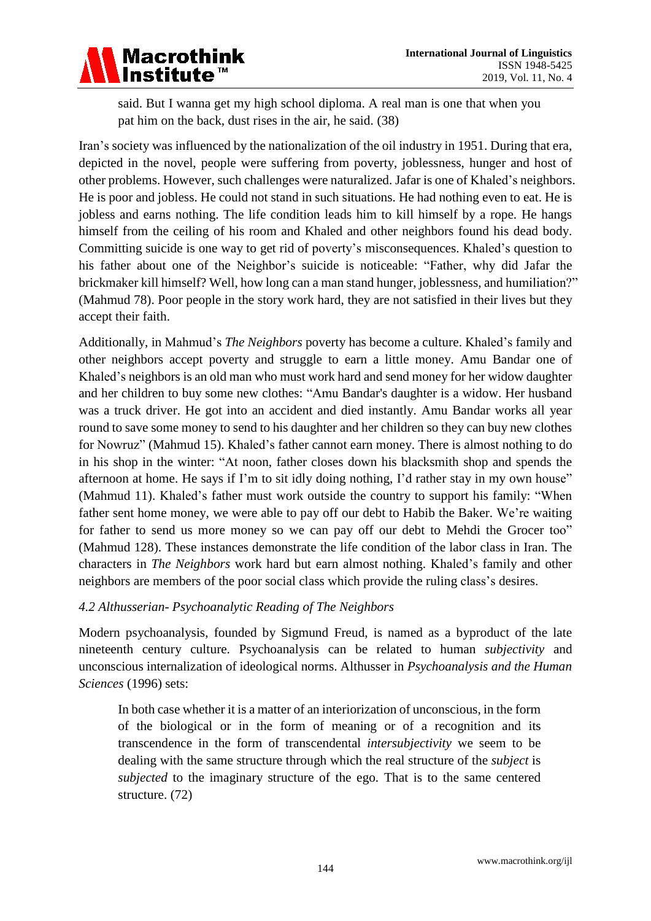> said. But I wanna get my high school diploma. A real man is one that when you pat him on the back, dust rises in the air, he said. (38)

Iran's society was influenced by the nationalization of the oil industry in 1951. During that era, depicted in the novel, people were suffering from poverty, joblessness, hunger and host of other problems. However, such challenges were naturalized. Jafar is one of Khaled's neighbors. He is poor and jobless. He could not stand in such situations. He had nothing even to eat. He is jobless and earns nothing. The life condition leads him to kill himself by a rope. He hangs himself from the ceiling of his room and Khaled and other neighbors found his dead body. Committing suicide is one way to get rid of poverty's misconsequences. Khaled's question to his father about one of the Neighbor's suicide is noticeable: "Father, why did Jafar the brickmaker kill himself? Well, how long can a man stand hunger, joblessness, and humiliation?" (Mahmud 78). Poor people in the story work hard, they are not satisfied in their lives but they accept their faith.

Additionally, in Mahmud's *The Neighbors* poverty has become a culture. Khaled's family and other neighbors accept poverty and struggle to earn a little money. Amu Bandar one of Khaled's neighbors is an old man who must work hard and send money for her widow daughter and her children to buy some new clothes: "Amu Bandar's daughter is a widow. Her husband was a truck driver. He got into an accident and died instantly. Amu Bandar works all year round to save some money to send to his daughter and her children so they can buy new clothes for Nowruz" (Mahmud 15). Khaled's father cannot earn money. There is almost nothing to do in his shop in the winter: "At noon, father closes down his blacksmith shop and spends the afternoon at home. He says if I'm to sit idly doing nothing, I'd rather stay in my own house" (Mahmud 11). Khaled's father must work outside the country to support his family: "When father sent home money, we were able to pay off our debt to Habib the Baker. We're waiting for father to send us more money so we can pay off our debt to Mehdi the Grocer too" (Mahmud 128). These instances demonstrate the life condition of the labor class in Iran. The characters in *The Neighbors* work hard but earn almost nothing. Khaled's family and other neighbors are members of the poor social class which provide the ruling class's desires.

### *4.2 Althusserian- Psychoanalytic Reading of The Neighbors*

Modern psychoanalysis, founded by Sigmund Freud, is named as a byproduct of the late nineteenth century culture. Psychoanalysis can be related to human *subjectivity* and unconscious internalization of ideological norms. Althusser in *Psychoanalysis and the Human Sciences* (1996) sets:

> In both case whether it is a matter of an interiorization of unconscious, in the form of the biological or in the form of meaning or of a recognition and its transcendence in the form of transcendental *intersubjectivity* we seem to be dealing with the same structure through which the real structure of the *subject* is *subjected* to the imaginary structure of the ego. That is to the same centered structure. (72)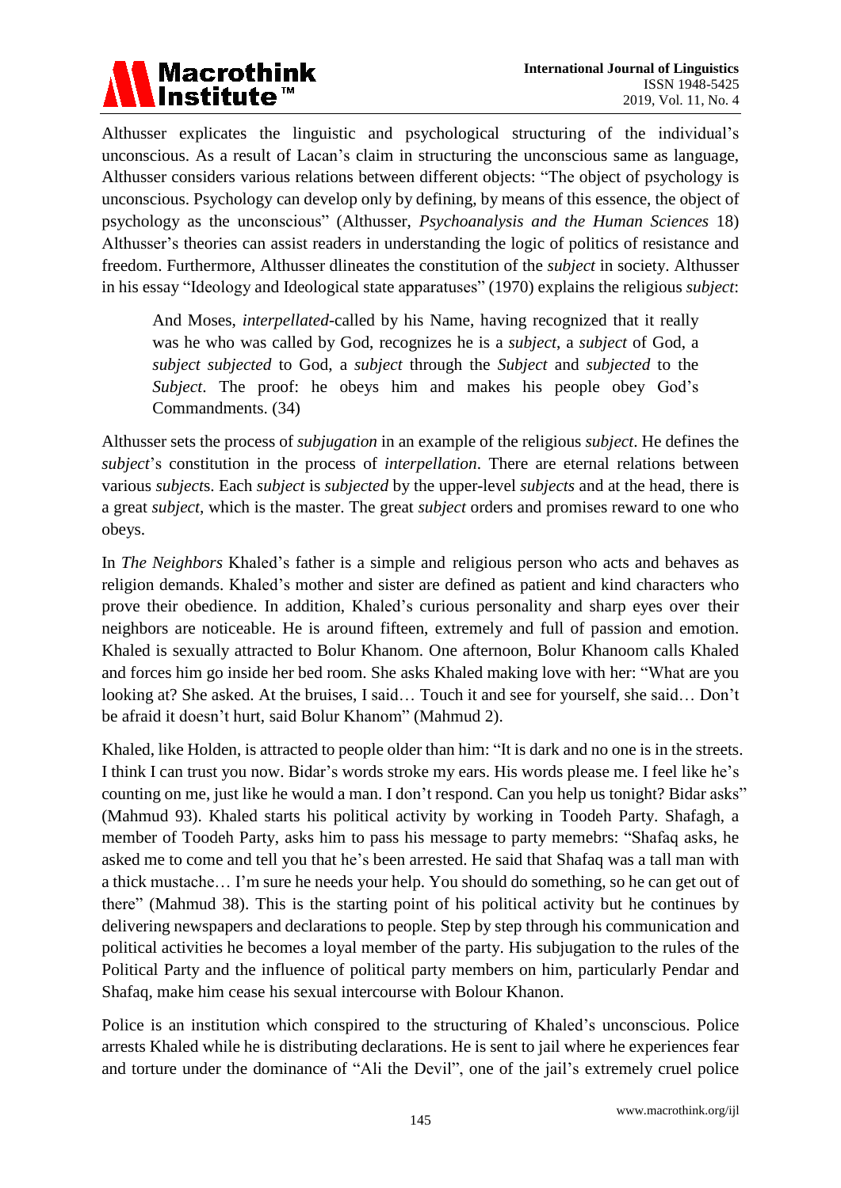Althusser explicates the linguistic and psychological structuring of the individual's unconscious. As a result of Lacan's claim in structuring the unconscious same as language, Althusser considers various relations between different objects: "The object of psychology is unconscious. Psychology can develop only by defining, by means of this essence, the object of psychology as the unconscious" (Althusser, *Psychoanalysis and the Human Sciences* 18) Althusser's theories can assist readers in understanding the logic of politics of resistance and freedom. Furthermore, Althusser dlineates the constitution of the *subject* in society. Althusser in his essay "Ideology and Ideological state apparatuses" (1970) explains the religious *subject*:

> And Moses, *interpellated*-called by his Name, having recognized that it really was he who was called by God, recognizes he is a *subject*, a *subject* of God, a *subject subjected* to God, a *subject* through the *Subject* and *subjected* to the *Subject*. The proof: he obeys him and makes his people obey God's Commandments. (34)

Althusser sets the process of *subjugation* in an example of the religious *subject*. He defines the *subject*'s constitution in the process of *interpellation*. There are eternal relations between various *subject*s. Each *subject* is *subjected* by the upper-level *subjects* and at the head, there is a great *subject*, which is the master. The great *subject* orders and promises reward to one who obeys.

In *The Neighbors* Khaled's father is a simple and religious person who acts and behaves as religion demands. Khaled's mother and sister are defined as patient and kind characters who prove their obedience. In addition, Khaled's curious personality and sharp eyes over their neighbors are noticeable. He is around fifteen, extremely and full of passion and emotion. Khaled is sexually attracted to Bolur Khanom. One afternoon, Bolur Khanoom calls Khaled and forces him go inside her bed room. She asks Khaled making love with her: "What are you looking at? She asked. At the bruises, I said… Touch it and see for yourself, she said… Don't be afraid it doesn't hurt, said Bolur Khanom" (Mahmud 2).

Khaled, like Holden, is attracted to people older than him: "It is dark and no one is in the streets. I think I can trust you now. Bidar's words stroke my ears. His words please me. I feel like he's counting on me, just like he would a man. I don't respond. Can you help us tonight? Bidar asks" (Mahmud 93). Khaled starts his political activity by working in Toodeh Party. Shafagh, a member of Toodeh Party, asks him to pass his message to party memebrs: "Shafaq asks, he asked me to come and tell you that he's been arrested. He said that Shafaq was a tall man with a thick mustache… I'm sure he needs your help. You should do something, so he can get out of there" (Mahmud 38). This is the starting point of his political activity but he continues by delivering newspapers and declarations to people. Step by step through his communication and political activities he becomes a loyal member of the party. His subjugation to the rules of the Political Party and the influence of political party members on him, particularly Pendar and Shafaq, make him cease his sexual intercourse with Bolour Khanon.

Police is an institution which conspired to the structuring of Khaled's unconscious. Police arrests Khaled while he is distributing declarations. He is sent to jail where he experiences fear and torture under the dominance of "Ali the Devil", one of the jail's extremely cruel police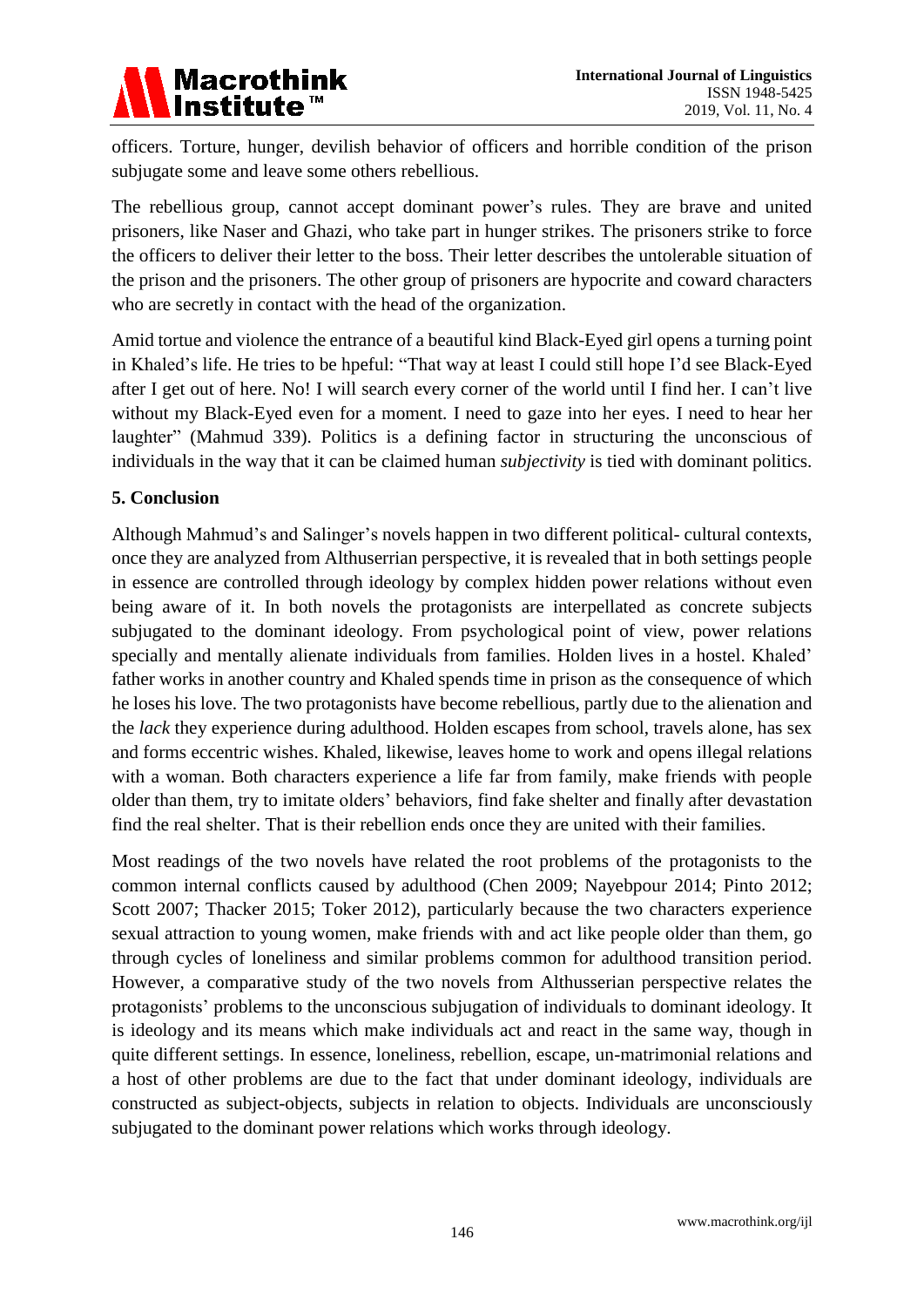officers. Torture, hunger, devilish behavior of officers and horrible condition of the prison subjugate some and leave some others rebellious.

The rebellious group, cannot accept dominant power's rules. They are brave and united prisoners, like Naser and Ghazi, who take part in hunger strikes. The prisoners strike to force the officers to deliver their letter to the boss. Their letter describes the untolerable situation of the prison and the prisoners. The other group of prisoners are hypocrite and coward characters who are secretly in contact with the head of the organization.

Amid tortue and violence the entrance of a beautiful kind Black-Eyed girl opens a turning point in Khaled's life. He tries to be hpeful: "That way at least I could still hope I'd see Black-Eyed after I get out of here. No! I will search every corner of the world until I find her. I can't live without my Black-Eyed even for a moment. I need to gaze into her eyes. I need to hear her laughter" (Mahmud 339). Politics is a defining factor in structuring the unconscious of individuals in the way that it can be claimed human *subjectivity* is tied with dominant politics.

## 5. Conclusion

Although Mahmud's and Salinger's novels happen in two different political- cultural contexts, once they are analyzed from Althuserrian perspective, it is revealed that in both settings people in essence are controlled through ideology by complex hidden power relations without even being aware of it. In both novels the protagonists are interpellated as concrete subjects subjugated to the dominant ideology. From psychological point of view, power relations specially and mentally alienate individuals from families. Holden lives in a hostel. Khaled' father works in another country and Khaled spends time in prison as the consequence of which he loses his love. The two protagonists have become rebellious, partly due to the alienation and the *lack* they experience during adulthood. Holden escapes from school, travels alone, has sex and forms eccentric wishes. Khaled, likewise, leaves home to work and opens illegal relations with a woman. Both characters experience a life far from family, make friends with people older than them, try to imitate olders' behaviors, find fake shelter and finally after devastation find the real shelter. That is their rebellion ends once they are united with their families.

Most readings of the two novels have related the root problems of the protagonists to the common internal conflicts caused by adulthood (Chen 2009; Nayebpour 2014; Pinto 2012; Scott 2007; Thacker 2015; Toker 2012), particularly because the two characters experience sexual attraction to young women, make friends with and act like people older than them, go through cycles of loneliness and similar problems common for adulthood transition period. However, a comparative study of the two novels from Althusserian perspective relates the protagonists' problems to the unconscious subjugation of individuals to dominant ideology. It is ideology and its means which make individuals act and react in the same way, though in quite different settings. In essence, loneliness, rebellion, escape, un-matrimonial relations and a host of other problems are due to the fact that under dominant ideology, individuals are constructed as subject-objects, subjects in relation to objects. Individuals are unconsciously subjugated to the dominant power relations which works through ideology.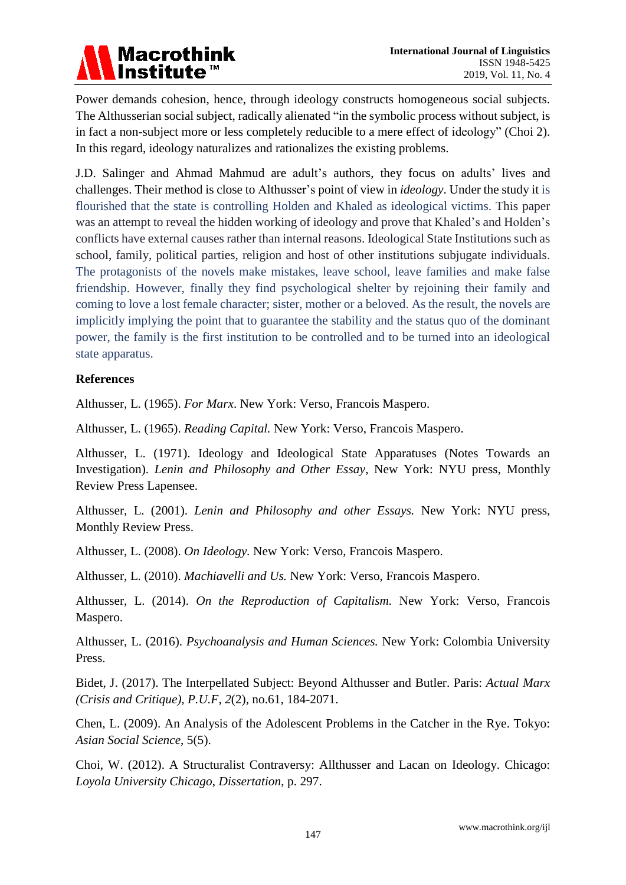Power demands cohesion, hence, through ideology constructs homogeneous social subjects. The Althusserian social subject, radically alienated "in the symbolic process without subject, is in fact a non-subject more or less completely reducible to a mere effect of ideology" (Choi 2). In this regard, ideology naturalizes and rationalizes the existing problems.

J.D. Salinger and Ahmad Mahmud are adult's authors, they focus on adults' lives and challenges. Their method is close to Althusser's point of view in *ideology*. Under the study it is flourished that the state is controlling Holden and Khaled as ideological victims. This paper was an attempt to reveal the hidden working of ideology and prove that Khaled's and Holden's conflicts have external causes rather than internal reasons. Ideological State Institutions such as school, family, political parties, religion and host of other institutions subjugate individuals. The protagonists of the novels make mistakes, leave school, leave families and make false friendship. However, finally they find psychological shelter by rejoining their family and coming to love a lost female character; sister, mother or a beloved. As the result, the novels are implicitly implying the point that to guarantee the stability and the status quo of the dominant power, the family is the first institution to be controlled and to be turned into an ideological state apparatus.

**References**

Althusser, L. (1965). *For Marx*. New York: Verso, Francois Maspero.

Althusser, L. (1965). *Reading Capital.* New York: Verso, Francois Maspero.

Althusser, L. (1971). Ideology and Ideological State Apparatuses (Notes Towards an Investigation). *Lenin and Philosophy and Other Essay*, New York: NYU press, Monthly Review Press Lapensee.

Althusser, L. (2001). *Lenin and Philosophy and other Essays.* New York: NYU press, Monthly Review Press.

Althusser, L. (2008). *On Ideology.* New York: Verso, Francois Maspero.

Althusser, L. (2010). *Machiavelli and Us.* New York: Verso, Francois Maspero.

Althusser, L. (2014). *On the Reproduction of Capitalism.* New York: Verso, Francois Maspero.

Althusser, L. (2016). *Psychoanalysis and Human Sciences.* New York: Colombia University Press.

Bidet, J. (2017). The Interpellated Subject: Beyond Althusser and Butler. Paris: *Actual Marx (Crisis and Critique), P.U.F, 2*(2), no.61, 184-2071.

Chen, L. (2009). An Analysis of the Adolescent Problems in the Catcher in the Rye. Tokyo: *Asian Social Science*, 5(5).

Choi, W. (2012). A Structuralist Contraversy: Allthusser and Lacan on Ideology. Chicago: *Loyola University Chicago*, *Dissertation*, p. 297.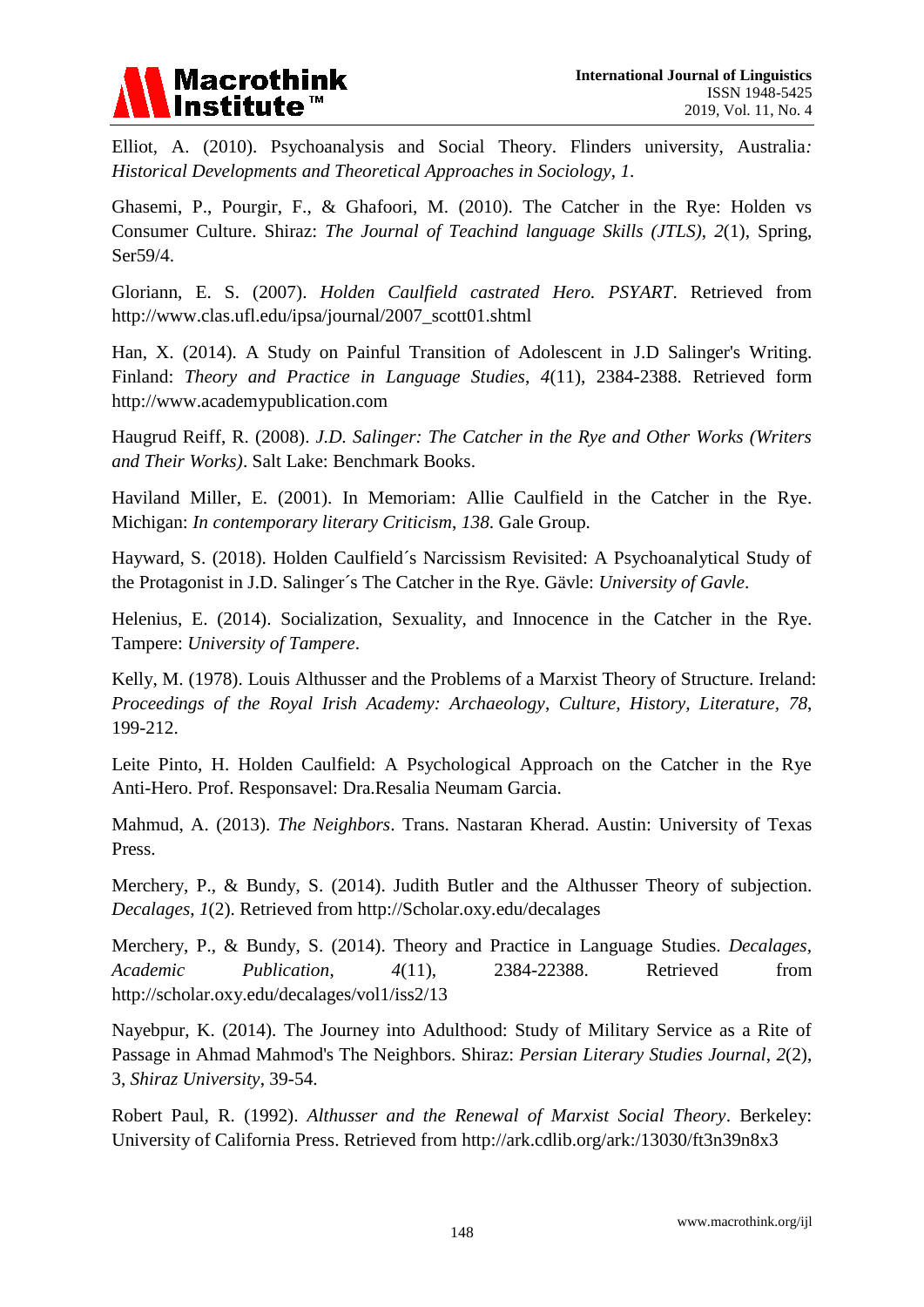Elliot, A. (2010). Psychoanalysis and Social Theory. Flinders university, Australia*: Historical Developments and Theoretical Approaches in Sociology*, *1*.

Ghasemi, P., Pourgir, F., & Ghafoori, M. (2010). The Catcher in the Rye: Holden vs Consumer Culture. Shiraz: *The Journal of Teachind language Skills (JTLS)*, *2*(1), Spring, Ser59/4.

Gloriann, E. S. (2007). *Holden Caulfield castrated Hero. PSYART*. Retrieved from http://www.clas.ufl.edu/ipsa/journal/2007_scott01.shtml

Han, X. (2014). A Study on Painful Transition of Adolescent in J.D Salinger's Writing. Finland: *Theory and Practice in Language Studies*, *4*(11), 2384-2388. Retrieved form http://www.academypublication.com

Haugrud Reiff, R. (2008). *J.D. Salinger: The Catcher in the Rye and Other Works (Writers and Their Works)*. Salt Lake: Benchmark Books.

Haviland Miller, E. (2001). In Memoriam: Allie Caulfield in the Catcher in the Rye. Michigan: *In contemporary literary Criticism*, *138*. Gale Group.

Hayward, S. (2018). Holden Caulfield´s Narcissism Revisited: A Psychoanalytical Study of the Protagonist in J.D. Salinger´s The Catcher in the Rye. Gävle: *University of Gavle*.

Helenius, E. (2014). Socialization, Sexuality, and Innocence in the Catcher in the Rye. Tampere: *University of Tampere*.

Kelly, M. (1978). Louis Althusser and the Problems of a Marxist Theory of Structure. Ireland: *Proceedings of the Royal Irish Academy: Archaeology, Culture, History, Literature*, *78*, 199-212.

Leite Pinto, H. Holden Caulfield: A Psychological Approach on the Catcher in the Rye Anti-Hero. Prof. Responsavel: Dra.Resalia Neumam Garcia.

Mahmud, A. (2013). *The Neighbors*. Trans. Nastaran Kherad. Austin: University of Texas Press.

Merchery, P., & Bundy, S. (2014). Judith Butler and the Althusser Theory of subjection. *Decalages*, *1*(2). Retrieved from http://Scholar.oxy.edu/decalages

Merchery, P., & Bundy, S. (2014). Theory and Practice in Language Studies. *Decalages*, *Academic Publication*, *4*(11), 2384-22388. Retrieved from http://scholar.oxy.edu/decalages/vol1/iss2/13

Nayebpur, K. (2014). The Journey into Adulthood: Study of Military Service as a Rite of Passage in Ahmad Mahmod's The Neighbors. Shiraz: *Persian Literary Studies Journal*, *2*(2), 3, *Shiraz University*, 39-54.

Robert Paul, R. (1992). *Althusser and the Renewal of Marxist Social Theory*. Berkeley: University of California Press. Retrieved from http://ark.cdlib.org/ark:/13030/ft3n39n8x3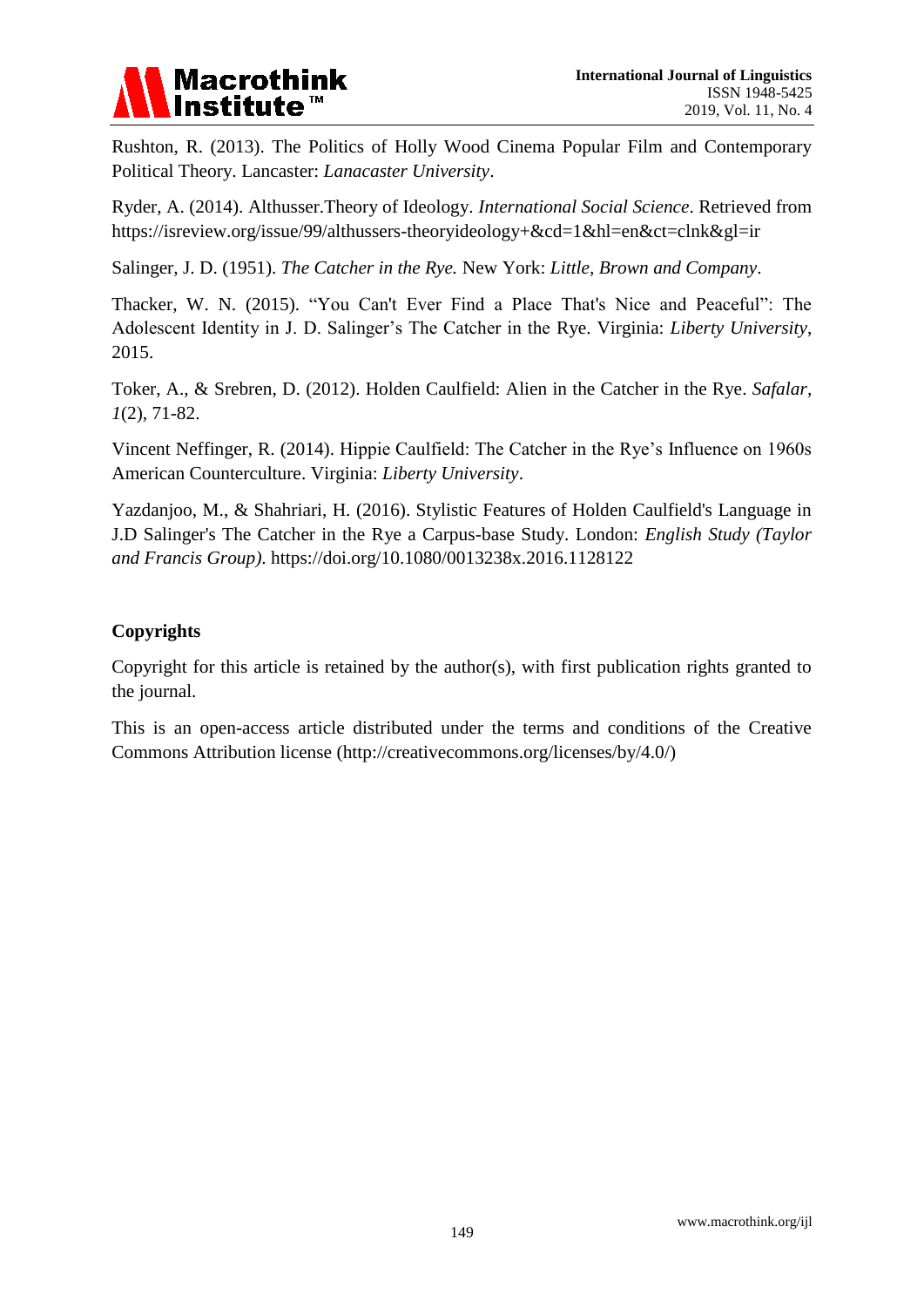Rushton, R. (2013). The Politics of Holly Wood Cinema Popular Film and Contemporary Political Theory. Lancaster: *Lanacaster University*.

Ryder, A. (2014). Althusser.Theory of Ideology. *International Social Science*. Retrieved from https://isreview.org/issue/99/althussers-theoryideology+&cd=1&hl=en&ct=clnk&gl=ir

Salinger, J. D. (1951). *The Catcher in the Rye.* New York: *Little, Brown and Company*.

Thacker, W. N. (2015). "You Can't Ever Find a Place That's Nice and Peaceful": The Adolescent Identity in J. D. Salinger's The Catcher in the Rye. Virginia: *Liberty University*, 2015.

Toker, A., & Srebren, D. (2012). Holden Caulfield: Alien in the Catcher in the Rye. *Safalar, 1*(2), 71-82.

Vincent Neffinger, R. (2014). Hippie Caulfield: The Catcher in the Rye's Influence on 1960s American Counterculture. Virginia: *Liberty University*.

Yazdanjoo, M., & Shahriari, H. (2016). Stylistic Features of Holden Caulfield's Language in J.D Salinger's The Catcher in the Rye a Carpus-base Study. London: *English Study (Taylor and Francis Group)*. https://doi.org/10.1080/0013238x.2016.1128122

## Copyrights

Copyright for this article is retained by the author(s), with first publication rights granted to the journal.

This is an open-access article distributed under the terms and conditions of the Creative Commons Attribution license (http://creativecommons.org/licenses/by/4.0/)